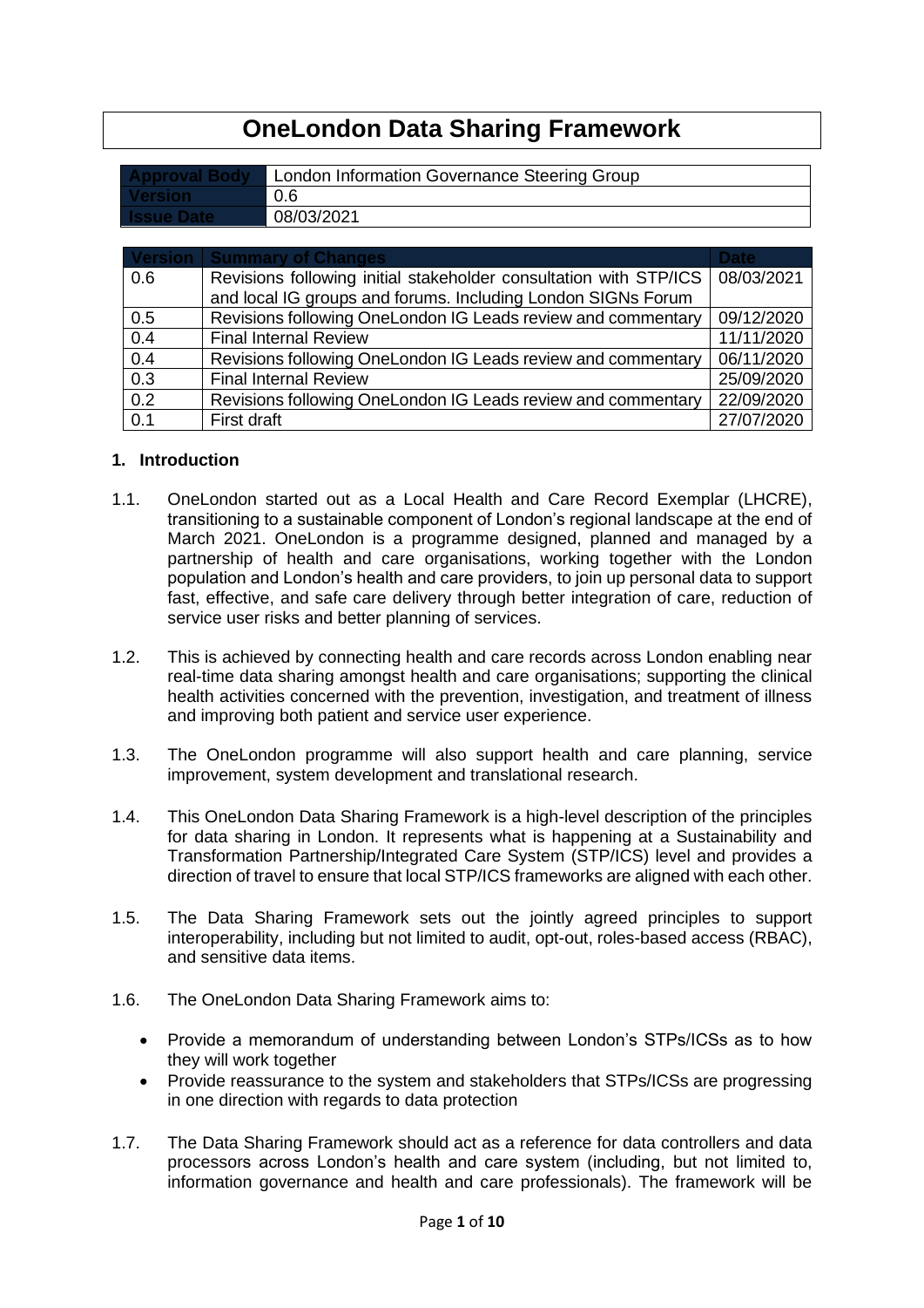# OneLondon Data Sharing Framework

| Approval Body | London Information Governance Steering Group |
|---|---|
| Version | 0.6 |
| Issue Date | 08/03/2021 |

| Version | Summary of Changes | Date |
|---|---|---|
| 0.6 | Revisions following initial stakeholder consultation with STP/ICS and local IG groups and forums. Including London SIGNs Forum | 08/03/2021 |
| 0.5 | Revisions following OneLondon IG Leads review and commentary | 09/12/2020 |
| 0.4 | Final Internal Review | 11/11/2020 |
| 0.4 | Revisions following OneLondon IG Leads review and commentary | 06/11/2020 |
| 0.3 | Final Internal Review | 25/09/2020 |
| 0.2 | Revisions following OneLondon IG Leads review and commentary | 22/09/2020 |
| 0.1 | First draft | 27/07/2020 |

## 1. Introduction

1.1. OneLondon started out as a Local Health and Care Record Exemplar (LHCRE), transitioning to a sustainable component of London's regional landscape at the end of March 2021. OneLondon is a programme designed, planned and managed by a partnership of health and care organisations, working together with the London population and London's health and care providers, to join up personal data to support fast, effective, and safe care delivery through better integration of care, reduction of service user risks and better planning of services.

1.2. This is achieved by connecting health and care records across London enabling near real-time data sharing amongst health and care organisations; supporting the clinical health activities concerned with the prevention, investigation, and treatment of illness and improving both patient and service user experience.

1.3. The OneLondon programme will also support health and care planning, service improvement, system development and translational research.

1.4. This OneLondon Data Sharing Framework is a high-level description of the principles for data sharing in London. It represents what is happening at a Sustainability and Transformation Partnership/Integrated Care System (STP/ICS) level and provides a direction of travel to ensure that local STP/ICS frameworks are aligned with each other.

1.5. The Data Sharing Framework sets out the jointly agreed principles to support interoperability, including but not limited to audit, opt-out, roles-based access (RBAC), and sensitive data items.

1.6. The OneLondon Data Sharing Framework aims to:

- Provide a memorandum of understanding between London's STPs/ICSs as to how they will work together
- Provide reassurance to the system and stakeholders that STPs/ICSs are progressing in one direction with regards to data protection

1.7. The Data Sharing Framework should act as a reference for data controllers and data processors across London's health and care system (including, but not limited to, information governance and health and care professionals). The framework will be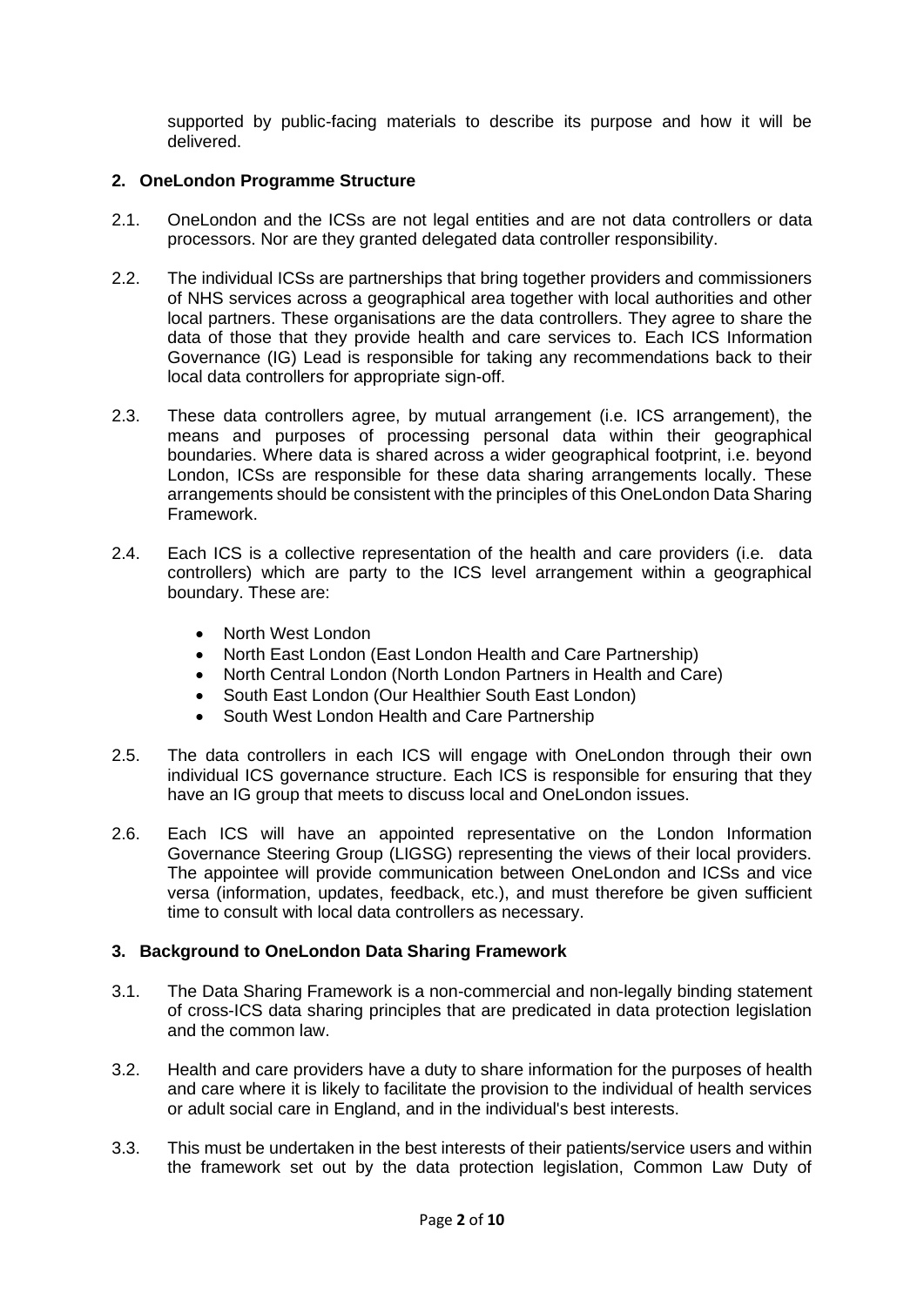supported by public-facing materials to describe its purpose and how it will be delivered.

## 2. OneLondon Programme Structure

2.1. OneLondon and the ICSs are not legal entities and are not data controllers or data processors. Nor are they granted delegated data controller responsibility.

2.2. The individual ICSs are partnerships that bring together providers and commissioners of NHS services across a geographical area together with local authorities and other local partners. These organisations are the data controllers. They agree to share the data of those that they provide health and care services to. Each ICS Information Governance (IG) Lead is responsible for taking any recommendations back to their local data controllers for appropriate sign-off.

2.3. These data controllers agree, by mutual arrangement (i.e. ICS arrangement), the means and purposes of processing personal data within their geographical boundaries. Where data is shared across a wider geographical footprint, i.e. beyond London, ICSs are responsible for these data sharing arrangements locally. These arrangements should be consistent with the principles of this OneLondon Data Sharing Framework.

2.4. Each ICS is a collective representation of the health and care providers (i.e. data controllers) which are party to the ICS level arrangement within a geographical boundary. These are:

- North West London
- North East London (East London Health and Care Partnership)
- North Central London (North London Partners in Health and Care)
- South East London (Our Healthier South East London)
- South West London Health and Care Partnership

2.5. The data controllers in each ICS will engage with OneLondon through their own individual ICS governance structure. Each ICS is responsible for ensuring that they have an IG group that meets to discuss local and OneLondon issues.

2.6. Each ICS will have an appointed representative on the London Information Governance Steering Group (LIGSG) representing the views of their local providers. The appointee will provide communication between OneLondon and ICSs and vice versa (information, updates, feedback, etc.), and must therefore be given sufficient time to consult with local data controllers as necessary.

## 3. Background to OneLondon Data Sharing Framework

3.1. The Data Sharing Framework is a non-commercial and non-legally binding statement of cross-ICS data sharing principles that are predicated in data protection legislation and the common law.

3.2. Health and care providers have a duty to share information for the purposes of health and care where it is likely to facilitate the provision to the individual of health services or adult social care in England, and in the individual's best interests.

3.3. This must be undertaken in the best interests of their patients/service users and within the framework set out by the data protection legislation, Common Law Duty of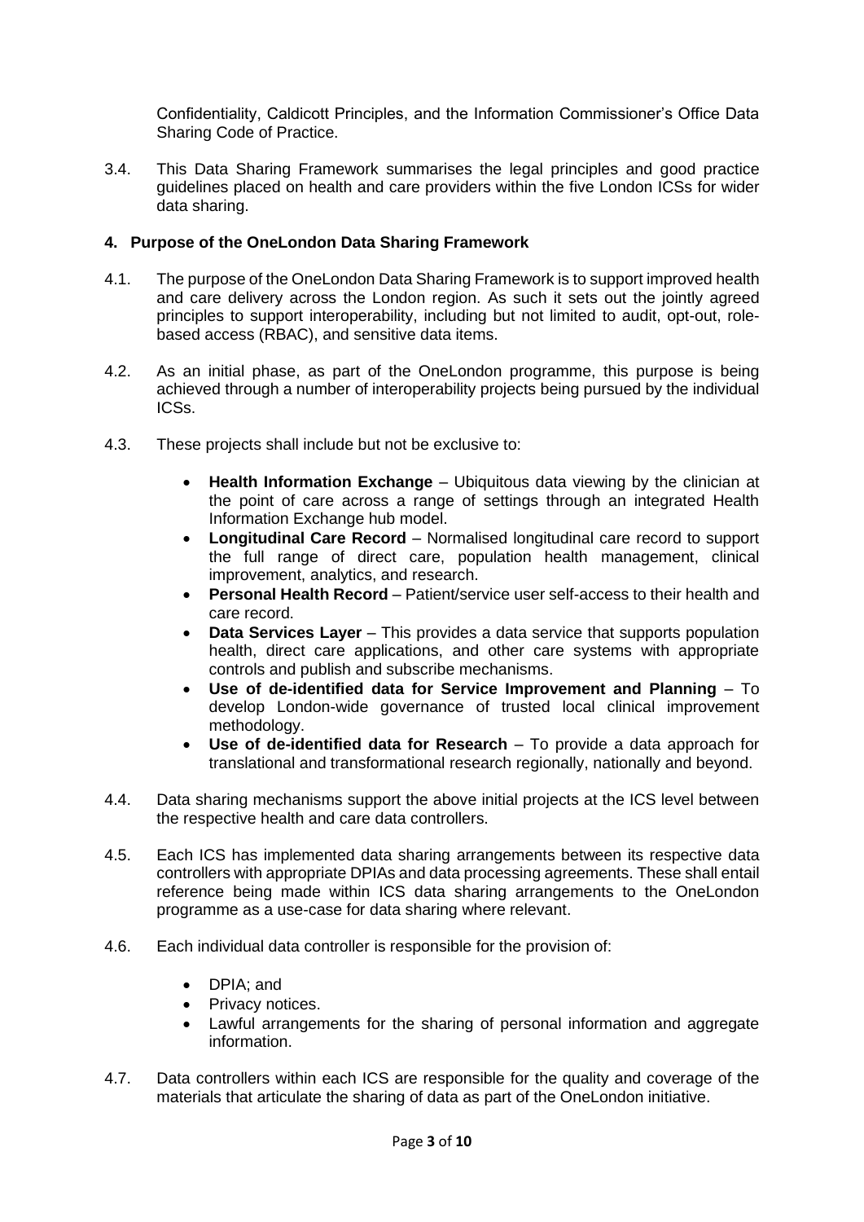Confidentiality, Caldicott Principles, and the Information Commissioner's Office Data Sharing Code of Practice.

3.4. This Data Sharing Framework summarises the legal principles and good practice guidelines placed on health and care providers within the five London ICSs for wider data sharing.

## 4. Purpose of the OneLondon Data Sharing Framework

4.1. The purpose of the OneLondon Data Sharing Framework is to support improved health and care delivery across the London region. As such it sets out the jointly agreed principles to support interoperability, including but not limited to audit, opt-out, role-based access (RBAC), and sensitive data items.

4.2. As an initial phase, as part of the OneLondon programme, this purpose is being achieved through a number of interoperability projects being pursued by the individual ICSs.

4.3. These projects shall include but not be exclusive to:

- **Health Information Exchange** – Ubiquitous data viewing by the clinician at the point of care across a range of settings through an integrated Health Information Exchange hub model.
- **Longitudinal Care Record** – Normalised longitudinal care record to support the full range of direct care, population health management, clinical improvement, analytics, and research.
- **Personal Health Record** – Patient/service user self-access to their health and care record.
- **Data Services Layer** – This provides a data service that supports population health, direct care applications, and other care systems with appropriate controls and publish and subscribe mechanisms.
- **Use of de-identified data for Service Improvement and Planning** – To develop London-wide governance of trusted local clinical improvement methodology.
- **Use of de-identified data for Research** – To provide a data approach for translational and transformational research regionally, nationally and beyond.

4.4. Data sharing mechanisms support the above initial projects at the ICS level between the respective health and care data controllers.

4.5. Each ICS has implemented data sharing arrangements between its respective data controllers with appropriate DPIAs and data processing agreements. These shall entail reference being made within ICS data sharing arrangements to the OneLondon programme as a use-case for data sharing where relevant.

4.6. Each individual data controller is responsible for the provision of:

- DPIA; and
- Privacy notices.
- Lawful arrangements for the sharing of personal information and aggregate information.

4.7. Data controllers within each ICS are responsible for the quality and coverage of the materials that articulate the sharing of data as part of the OneLondon initiative.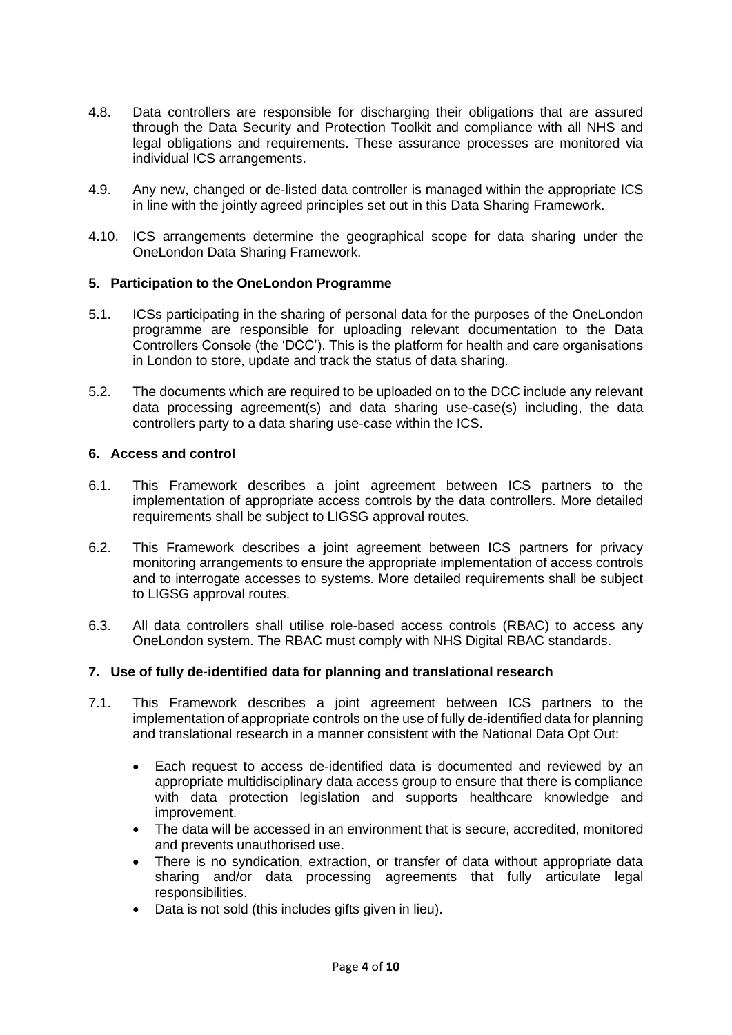4.8. Data controllers are responsible for discharging their obligations that are assured through the Data Security and Protection Toolkit and compliance with all NHS and legal obligations and requirements. These assurance processes are monitored via individual ICS arrangements.

4.9. Any new, changed or de-listed data controller is managed within the appropriate ICS in line with the jointly agreed principles set out in this Data Sharing Framework.

4.10. ICS arrangements determine the geographical scope for data sharing under the OneLondon Data Sharing Framework.

## 5. Participation to the OneLondon Programme

5.1. ICSs participating in the sharing of personal data for the purposes of the OneLondon programme are responsible for uploading relevant documentation to the Data Controllers Console (the 'DCC'). This is the platform for health and care organisations in London to store, update and track the status of data sharing.

5.2. The documents which are required to be uploaded on to the DCC include any relevant data processing agreement(s) and data sharing use-case(s) including, the data controllers party to a data sharing use-case within the ICS.

## 6. Access and control

6.1. This Framework describes a joint agreement between ICS partners to the implementation of appropriate access controls by the data controllers. More detailed requirements shall be subject to LIGSG approval routes.

6.2. This Framework describes a joint agreement between ICS partners for privacy monitoring arrangements to ensure the appropriate implementation of access controls and to interrogate accesses to systems. More detailed requirements shall be subject to LIGSG approval routes.

6.3. All data controllers shall utilise role-based access controls (RBAC) to access any OneLondon system. The RBAC must comply with NHS Digital RBAC standards.

## 7. Use of fully de-identified data for planning and translational research

7.1. This Framework describes a joint agreement between ICS partners to the implementation of appropriate controls on the use of fully de-identified data for planning and translational research in a manner consistent with the National Data Opt Out:

- Each request to access de-identified data is documented and reviewed by an appropriate multidisciplinary data access group to ensure that there is compliance with data protection legislation and supports healthcare knowledge and improvement.
- The data will be accessed in an environment that is secure, accredited, monitored and prevents unauthorised use.
- There is no syndication, extraction, or transfer of data without appropriate data sharing and/or data processing agreements that fully articulate legal responsibilities.
- Data is not sold (this includes gifts given in lieu).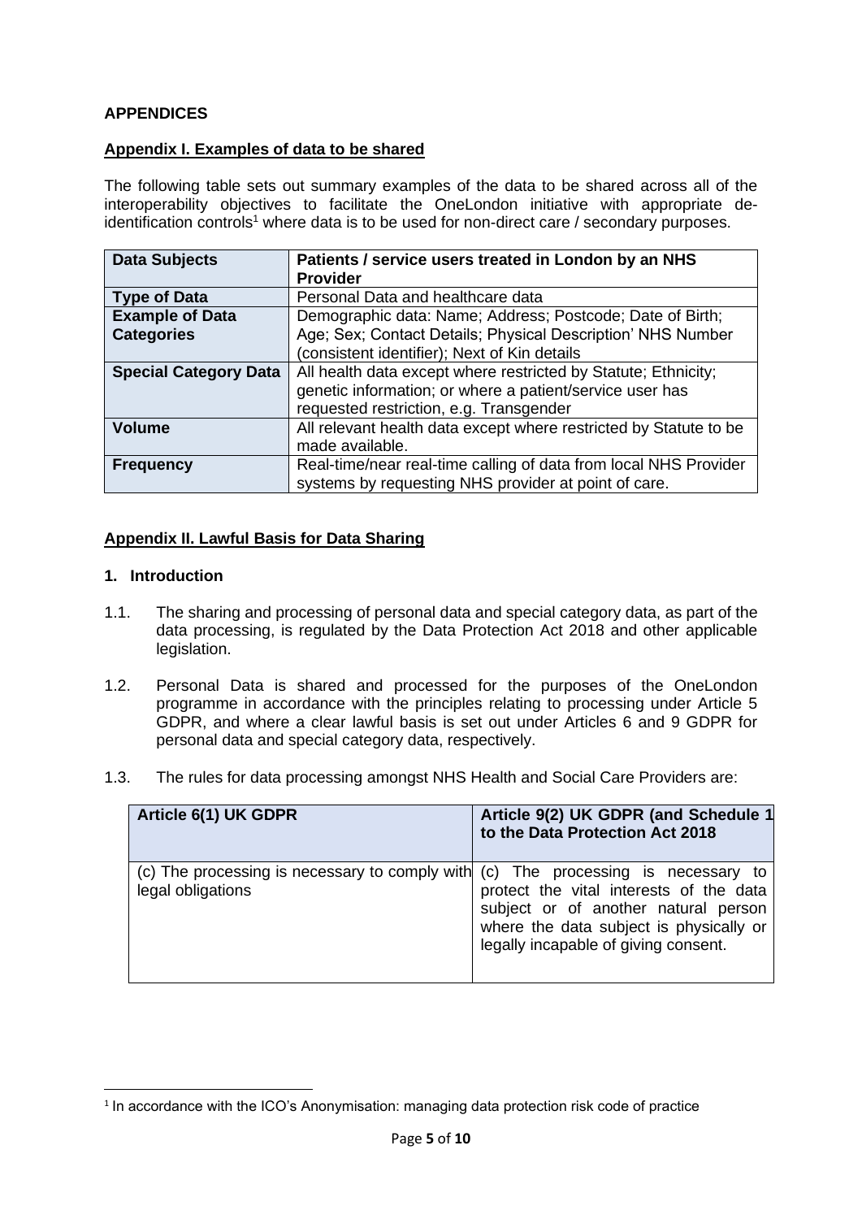**APPENDICES**

**Appendix I. Examples of data to be shared**

The following table sets out summary examples of the data to be shared across all of the interoperability objectives to facilitate the OneLondon initiative with appropriate de-identification controls[1] where data is to be used for non-direct care / secondary purposes.

| **Data Subjects** | **Patients / service users treated in London by an NHS Provider** |
|---|---|
| **Type of Data** | Personal Data and healthcare data |
| **Example of Data Categories** | Demographic data: Name; Address; Postcode; Date of Birth; Age; Sex; Contact Details; Physical Description' NHS Number (consistent identifier); Next of Kin details |
| **Special Category Data** | All health data except where restricted by Statute; Ethnicity; genetic information; or where a patient/service user has requested restriction, e.g. Transgender |
| **Volume** | All relevant health data except where restricted by Statute to be made available. |
| **Frequency** | Real-time/near real-time calling of data from local NHS Provider systems by requesting NHS provider at point of care. |

**Appendix II. Lawful Basis for Data Sharing**

**1. Introduction**

1.1. The sharing and processing of personal data and special category data, as part of the data processing, is regulated by the Data Protection Act 2018 and other applicable legislation.

1.2. Personal Data is shared and processed for the purposes of the OneLondon programme in accordance with the principles relating to processing under Article 5 GDPR, and where a clear lawful basis is set out under Articles 6 and 9 GDPR for personal data and special category data, respectively.

1.3. The rules for data processing amongst NHS Health and Social Care Providers are:

| **Article 6(1) UK GDPR** | **Article 9(2) UK GDPR (and Schedule 1 to the Data Protection Act 2018** |
|---|---|
| (c) The processing is necessary to comply with legal obligations | (c) The processing is necessary to protect the vital interests of the data subject or of another natural person where the data subject is physically or legally incapable of giving consent. |

[1] In accordance with the ICO's Anonymisation: managing data protection risk code of practice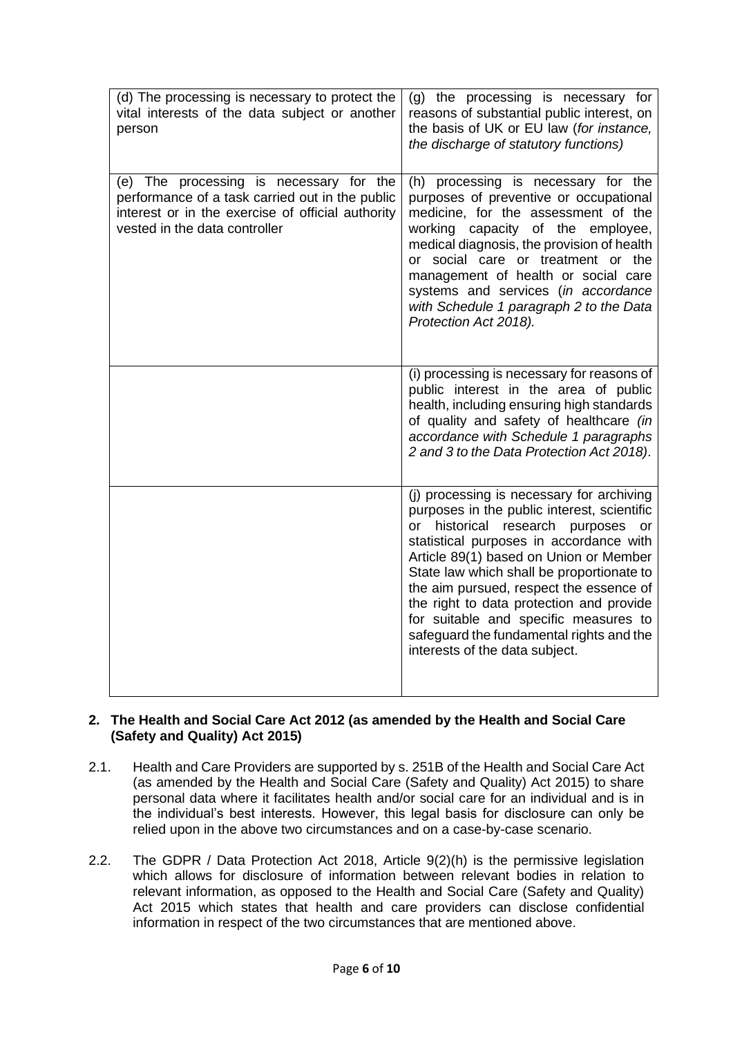| | |
|---|---|
| (d) The processing is necessary to protect the vital interests of the data subject or another person | (g) the processing is necessary for reasons of substantial public interest, on the basis of UK or EU law (*for instance, the discharge of statutory functions)* |
| (e) The processing is necessary for the performance of a task carried out in the public interest or in the exercise of official authority vested in the data controller | (h) processing is necessary for the purposes of preventive or occupational medicine, for the assessment of the working capacity of the employee, medical diagnosis, the provision of health or social care or treatment or the management of health or social care systems and services (*in accordance with Schedule 1 paragraph 2 to the Data Protection Act 2018).* |
| | (i) processing is necessary for reasons of public interest in the area of public health, including ensuring high standards of quality and safety of healthcare *(in accordance with Schedule 1 paragraphs 2 and 3 to the Data Protection Act 2018)*. |
| | (j) processing is necessary for archiving purposes in the public interest, scientific or historical research purposes or statistical purposes in accordance with Article 89(1) based on Union or Member State law which shall be proportionate to the aim pursued, respect the essence of the right to data protection and provide for suitable and specific measures to safeguard the fundamental rights and the interests of the data subject. |

**2. The Health and Social Care Act 2012 (as amended by the Health and Social Care (Safety and Quality) Act 2015)**

2.1. Health and Care Providers are supported by s. 251B of the Health and Social Care Act (as amended by the Health and Social Care (Safety and Quality) Act 2015) to share personal data where it facilitates health and/or social care for an individual and is in the individual's best interests. However, this legal basis for disclosure can only be relied upon in the above two circumstances and on a case-by-case scenario.

2.2. The GDPR / Data Protection Act 2018, Article 9(2)(h) is the permissive legislation which allows for disclosure of information between relevant bodies in relation to relevant information, as opposed to the Health and Social Care (Safety and Quality) Act 2015 which states that health and care providers can disclose confidential information in respect of the two circumstances that are mentioned above.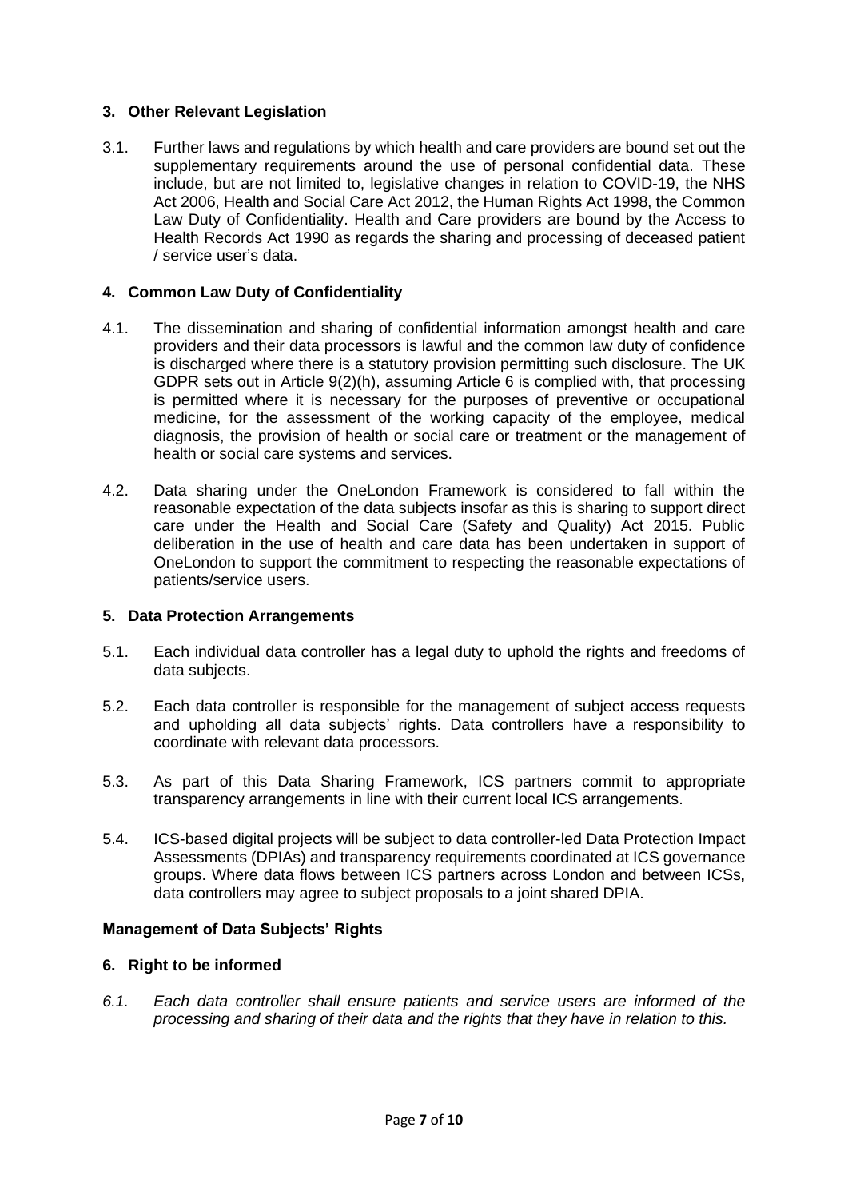## 3. Other Relevant Legislation

3.1. Further laws and regulations by which health and care providers are bound set out the supplementary requirements around the use of personal confidential data. These include, but are not limited to, legislative changes in relation to COVID-19, the NHS Act 2006, Health and Social Care Act 2012, the Human Rights Act 1998, the Common Law Duty of Confidentiality. Health and Care providers are bound by the Access to Health Records Act 1990 as regards the sharing and processing of deceased patient / service user's data.

## 4. Common Law Duty of Confidentiality

4.1. The dissemination and sharing of confidential information amongst health and care providers and their data processors is lawful and the common law duty of confidence is discharged where there is a statutory provision permitting such disclosure. The UK GDPR sets out in Article 9(2)(h), assuming Article 6 is complied with, that processing is permitted where it is necessary for the purposes of preventive or occupational medicine, for the assessment of the working capacity of the employee, medical diagnosis, the provision of health or social care or treatment or the management of health or social care systems and services.

4.2. Data sharing under the OneLondon Framework is considered to fall within the reasonable expectation of the data subjects insofar as this is sharing to support direct care under the Health and Social Care (Safety and Quality) Act 2015. Public deliberation in the use of health and care data has been undertaken in support of OneLondon to support the commitment to respecting the reasonable expectations of patients/service users.

## 5. Data Protection Arrangements

5.1. Each individual data controller has a legal duty to uphold the rights and freedoms of data subjects.

5.2. Each data controller is responsible for the management of subject access requests and upholding all data subjects' rights. Data controllers have a responsibility to coordinate with relevant data processors.

5.3. As part of this Data Sharing Framework, ICS partners commit to appropriate transparency arrangements in line with their current local ICS arrangements.

5.4. ICS-based digital projects will be subject to data controller-led Data Protection Impact Assessments (DPIAs) and transparency requirements coordinated at ICS governance groups. Where data flows between ICS partners across London and between ICSs, data controllers may agree to subject proposals to a joint shared DPIA.

## Management of Data Subjects' Rights

## 6. Right to be informed

*6.1. Each data controller shall ensure patients and service users are informed of the processing and sharing of their data and the rights that they have in relation to this.*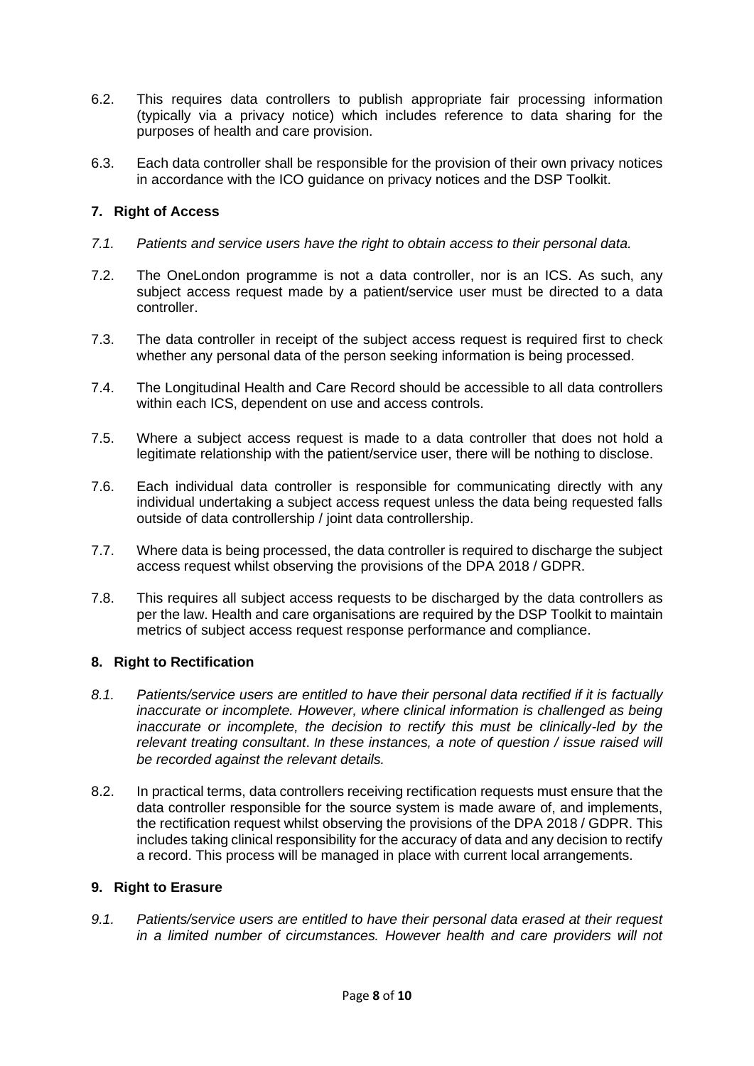6.2. This requires data controllers to publish appropriate fair processing information (typically via a privacy notice) which includes reference to data sharing for the purposes of health and care provision.

6.3. Each data controller shall be responsible for the provision of their own privacy notices in accordance with the ICO guidance on privacy notices and the DSP Toolkit.

## 7. Right of Access

*7.1. Patients and service users have the right to obtain access to their personal data.*

7.2. The OneLondon programme is not a data controller, nor is an ICS. As such, any subject access request made by a patient/service user must be directed to a data controller.

7.3. The data controller in receipt of the subject access request is required first to check whether any personal data of the person seeking information is being processed.

7.4. The Longitudinal Health and Care Record should be accessible to all data controllers within each ICS, dependent on use and access controls.

7.5. Where a subject access request is made to a data controller that does not hold a legitimate relationship with the patient/service user, there will be nothing to disclose.

7.6. Each individual data controller is responsible for communicating directly with any individual undertaking a subject access request unless the data being requested falls outside of data controllership / joint data controllership.

7.7. Where data is being processed, the data controller is required to discharge the subject access request whilst observing the provisions of the DPA 2018 / GDPR.

7.8. This requires all subject access requests to be discharged by the data controllers as per the law. Health and care organisations are required by the DSP Toolkit to maintain metrics of subject access request response performance and compliance.

## 8. Right to Rectification

*8.1. Patients/service users are entitled to have their personal data rectified if it is factually inaccurate or incomplete. However, where clinical information is challenged as being inaccurate or incomplete, the decision to rectify this must be clinically-led by the relevant treating consultant. In these instances, a note of question / issue raised will be recorded against the relevant details.*

8.2. In practical terms, data controllers receiving rectification requests must ensure that the data controller responsible for the source system is made aware of, and implements, the rectification request whilst observing the provisions of the DPA 2018 / GDPR. This includes taking clinical responsibility for the accuracy of data and any decision to rectify a record. This process will be managed in place with current local arrangements.

## 9. Right to Erasure

*9.1. Patients/service users are entitled to have their personal data erased at their request in a limited number of circumstances. However health and care providers will not*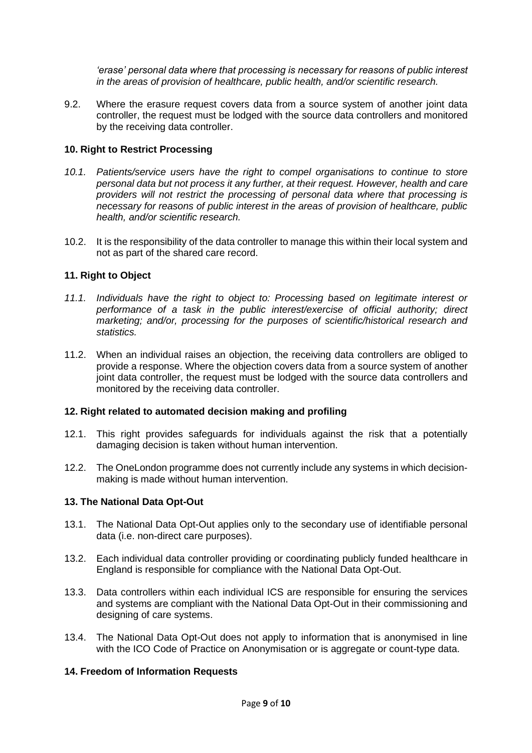*'erase' personal data where that processing is necessary for reasons of public interest in the areas of provision of healthcare, public health, and/or scientific research.*

9.2. Where the erasure request covers data from a source system of another joint data controller, the request must be lodged with the source data controllers and monitored by the receiving data controller.

**10. Right to Restrict Processing**

*10.1. Patients/service users have the right to compel organisations to continue to store personal data but not process it any further, at their request. However, health and care providers will not restrict the processing of personal data where that processing is necessary for reasons of public interest in the areas of provision of healthcare, public health, and/or scientific research.*

10.2. It is the responsibility of the data controller to manage this within their local system and not as part of the shared care record.

**11. Right to Object**

*11.1. Individuals have the right to object to: Processing based on legitimate interest or performance of a task in the public interest/exercise of official authority; direct marketing; and/or, processing for the purposes of scientific/historical research and statistics.*

11.2. When an individual raises an objection, the receiving data controllers are obliged to provide a response. Where the objection covers data from a source system of another joint data controller, the request must be lodged with the source data controllers and monitored by the receiving data controller.

**12. Right related to automated decision making and profiling**

12.1. This right provides safeguards for individuals against the risk that a potentially damaging decision is taken without human intervention.

12.2. The OneLondon programme does not currently include any systems in which decision-making is made without human intervention.

**13. The National Data Opt-Out**

13.1. The National Data Opt-Out applies only to the secondary use of identifiable personal data (i.e. non-direct care purposes).

13.2. Each individual data controller providing or coordinating publicly funded healthcare in England is responsible for compliance with the National Data Opt-Out.

13.3. Data controllers within each individual ICS are responsible for ensuring the services and systems are compliant with the National Data Opt-Out in their commissioning and designing of care systems.

13.4. The National Data Opt-Out does not apply to information that is anonymised in line with the ICO Code of Practice on Anonymisation or is aggregate or count-type data.

**14. Freedom of Information Requests**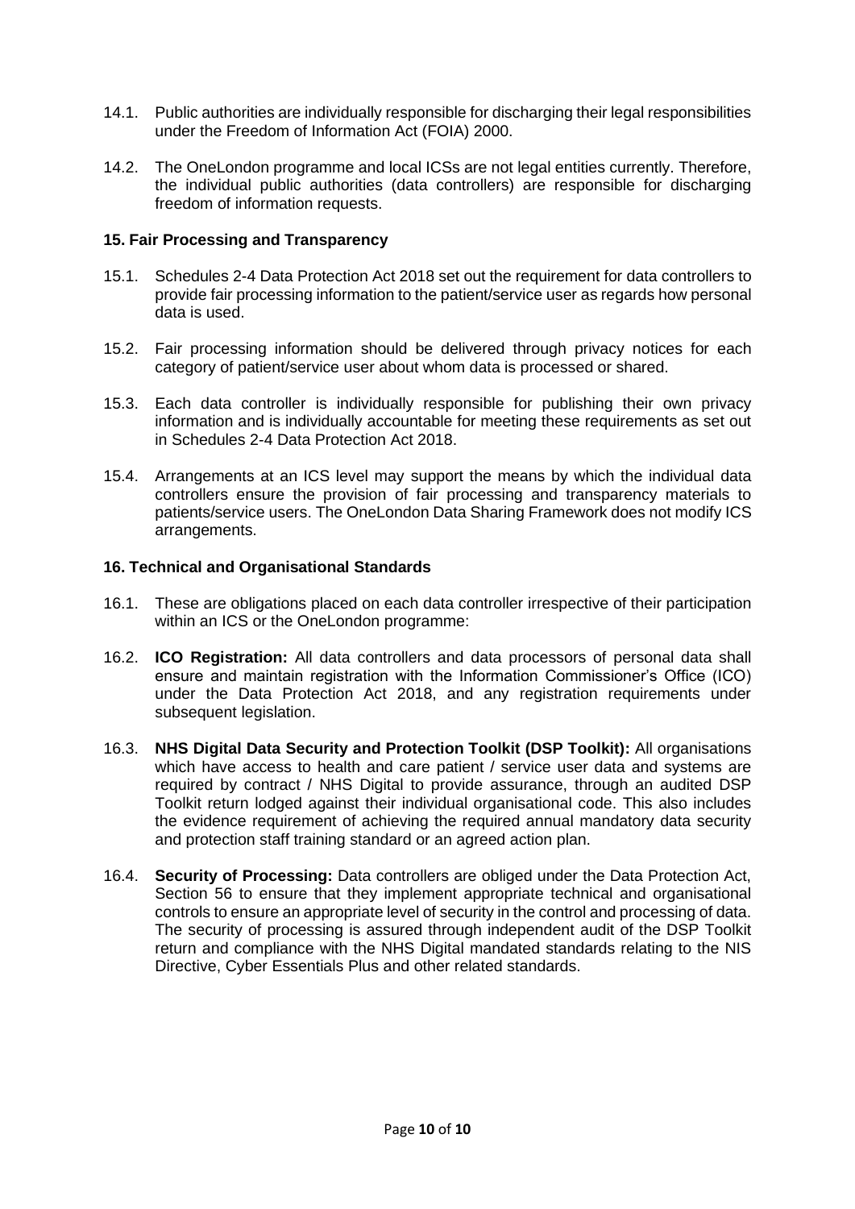14.1. Public authorities are individually responsible for discharging their legal responsibilities under the Freedom of Information Act (FOIA) 2000.

14.2. The OneLondon programme and local ICSs are not legal entities currently. Therefore, the individual public authorities (data controllers) are responsible for discharging freedom of information requests.

## 15. Fair Processing and Transparency

15.1. Schedules 2-4 Data Protection Act 2018 set out the requirement for data controllers to provide fair processing information to the patient/service user as regards how personal data is used.

15.2. Fair processing information should be delivered through privacy notices for each category of patient/service user about whom data is processed or shared.

15.3. Each data controller is individually responsible for publishing their own privacy information and is individually accountable for meeting these requirements as set out in Schedules 2-4 Data Protection Act 2018.

15.4. Arrangements at an ICS level may support the means by which the individual data controllers ensure the provision of fair processing and transparency materials to patients/service users. The OneLondon Data Sharing Framework does not modify ICS arrangements.

## 16. Technical and Organisational Standards

16.1. These are obligations placed on each data controller irrespective of their participation within an ICS or the OneLondon programme:

16.2. **ICO Registration:** All data controllers and data processors of personal data shall ensure and maintain registration with the Information Commissioner's Office (ICO) under the Data Protection Act 2018, and any registration requirements under subsequent legislation.

16.3. **NHS Digital Data Security and Protection Toolkit (DSP Toolkit):** All organisations which have access to health and care patient / service user data and systems are required by contract / NHS Digital to provide assurance, through an audited DSP Toolkit return lodged against their individual organisational code. This also includes the evidence requirement of achieving the required annual mandatory data security and protection staff training standard or an agreed action plan.

16.4. **Security of Processing:** Data controllers are obliged under the Data Protection Act, Section 56 to ensure that they implement appropriate technical and organisational controls to ensure an appropriate level of security in the control and processing of data. The security of processing is assured through independent audit of the DSP Toolkit return and compliance with the NHS Digital mandated standards relating to the NIS Directive, Cyber Essentials Plus and other related standards.